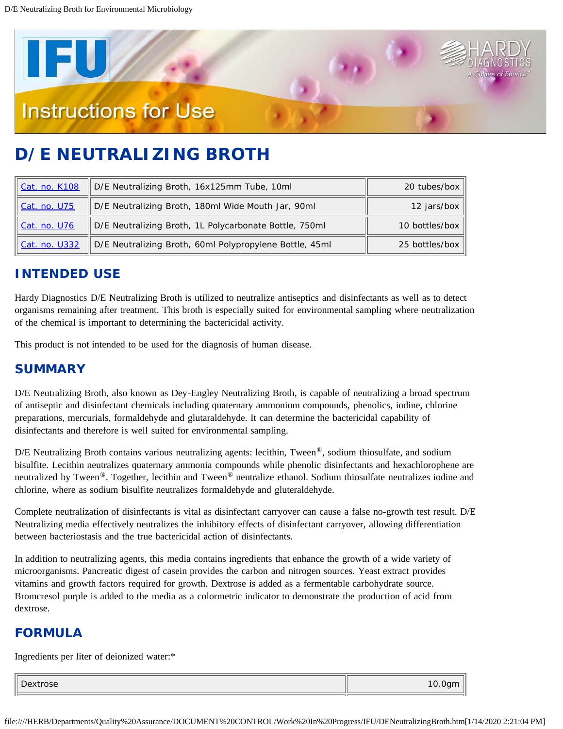# D/E NEUTRALIZING BROTH

| | | |
|---|---|---|
| Cat. no. K108 | D/E Neutralizing Broth, 16x125mm Tube, 10ml | 20 tubes/box |
| Cat. no. U75 | D/E Neutralizing Broth, 180ml Wide Mouth Jar, 90ml | 12 jars/box |
| Cat. no. U76 | D/E Neutralizing Broth, 1L Polycarbonate Bottle, 750ml | 10 bottles/box |
| Cat. no. U332 | D/E Neutralizing Broth, 60ml Polypropylene Bottle, 45ml | 25 bottles/box |

## INTENDED USE

Hardy Diagnostics D/E Neutralizing Broth is utilized to neutralize antiseptics and disinfectants as well as to detect organisms remaining after treatment. This broth is especially suited for environmental sampling where neutralization of the chemical is important to determining the bactericidal activity.

This product is not intended to be used for the diagnosis of human disease.

## SUMMARY

D/E Neutralizing Broth, also known as Dey-Engley Neutralizing Broth, is capable of neutralizing a broad spectrum of antiseptic and disinfectant chemicals including quaternary ammonium compounds, phenolics, iodine, chlorine preparations, mercurials, formaldehyde and glutaraldehyde. It can determine the bactericidal capability of disinfectants and therefore is well suited for environmental sampling.

D/E Neutralizing Broth contains various neutralizing agents: lecithin, Tween®, sodium thiosulfate, and sodium bisulfite. Lecithin neutralizes quaternary ammonia compounds while phenolic disinfectants and hexachlorophene are neutralized by Tween®. Together, lecithin and Tween® neutralize ethanol. Sodium thiosulfate neutralizes iodine and chlorine, where as sodium bisulfite neutralizes formaldehyde and gluteraldehyde.

Complete neutralization of disinfectants is vital as disinfectant carryover can cause a false no-growth test result. D/E Neutralizing media effectively neutralizes the inhibitory effects of disinfectant carryover, allowing differentiation between bacteriostasis and the true bactericidal action of disinfectants.

In addition to neutralizing agents, this media contains ingredients that enhance the growth of a wide variety of microorganisms. Pancreatic digest of casein provides the carbon and nitrogen sources. Yeast extract provides vitamins and growth factors required for growth. Dextrose is added as a fermentable carbohydrate source. Bromcresol purple is added to the media as a colormetric indicator to demonstrate the production of acid from dextrose.

## FORMULA

Ingredients per liter of deionized water:*

| | |
|---|---|
| Dextrose | 10.0gm |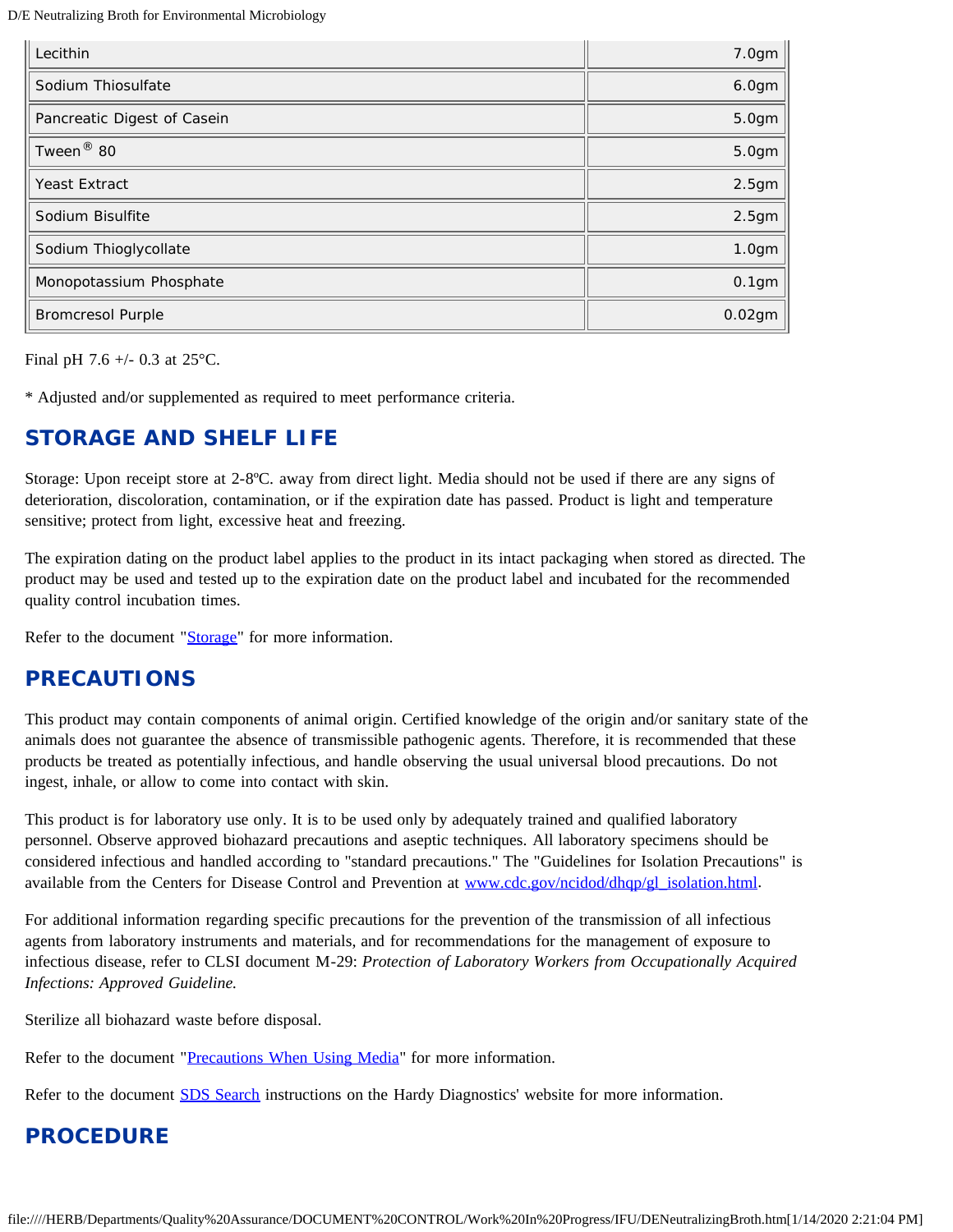| | |
|---|---|
| Lecithin | 7.0gm |
| Sodium Thiosulfate | 6.0gm |
| Pancreatic Digest of Casein | 5.0gm |
| Tween® 80 | 5.0gm |
| Yeast Extract | 2.5gm |
| Sodium Bisulfite | 2.5gm |
| Sodium Thioglycollate | 1.0gm |
| Monopotassium Phosphate | 0.1gm |
| Bromcresol Purple | 0.02gm |

Final pH 7.6 +/- 0.3 at 25°C.

* Adjusted and/or supplemented as required to meet performance criteria.

## STORAGE AND SHELF LIFE

Storage: Upon receipt store at 2-8ºC. away from direct light. Media should not be used if there are any signs of deterioration, discoloration, contamination, or if the expiration date has passed. Product is light and temperature sensitive; protect from light, excessive heat and freezing.

The expiration dating on the product label applies to the product in its intact packaging when stored as directed. The product may be used and tested up to the expiration date on the product label and incubated for the recommended quality control incubation times.

Refer to the document "Storage" for more information.

## PRECAUTIONS

This product may contain components of animal origin. Certified knowledge of the origin and/or sanitary state of the animals does not guarantee the absence of transmissible pathogenic agents. Therefore, it is recommended that these products be treated as potentially infectious, and handle observing the usual universal blood precautions. Do not ingest, inhale, or allow to come into contact with skin.

This product is for laboratory use only. It is to be used only by adequately trained and qualified laboratory personnel. Observe approved biohazard precautions and aseptic techniques. All laboratory specimens should be considered infectious and handled according to "standard precautions." The "Guidelines for Isolation Precautions" is available from the Centers for Disease Control and Prevention at www.cdc.gov/ncidod/dhqp/gl_isolation.html.

For additional information regarding specific precautions for the prevention of the transmission of all infectious agents from laboratory instruments and materials, and for recommendations for the management of exposure to infectious disease, refer to CLSI document M-29: *Protection of Laboratory Workers from Occupationally Acquired Infections: Approved Guideline.*

Sterilize all biohazard waste before disposal.

Refer to the document "Precautions When Using Media" for more information.

Refer to the document SDS Search instructions on the Hardy Diagnostics' website for more information.

## PROCEDURE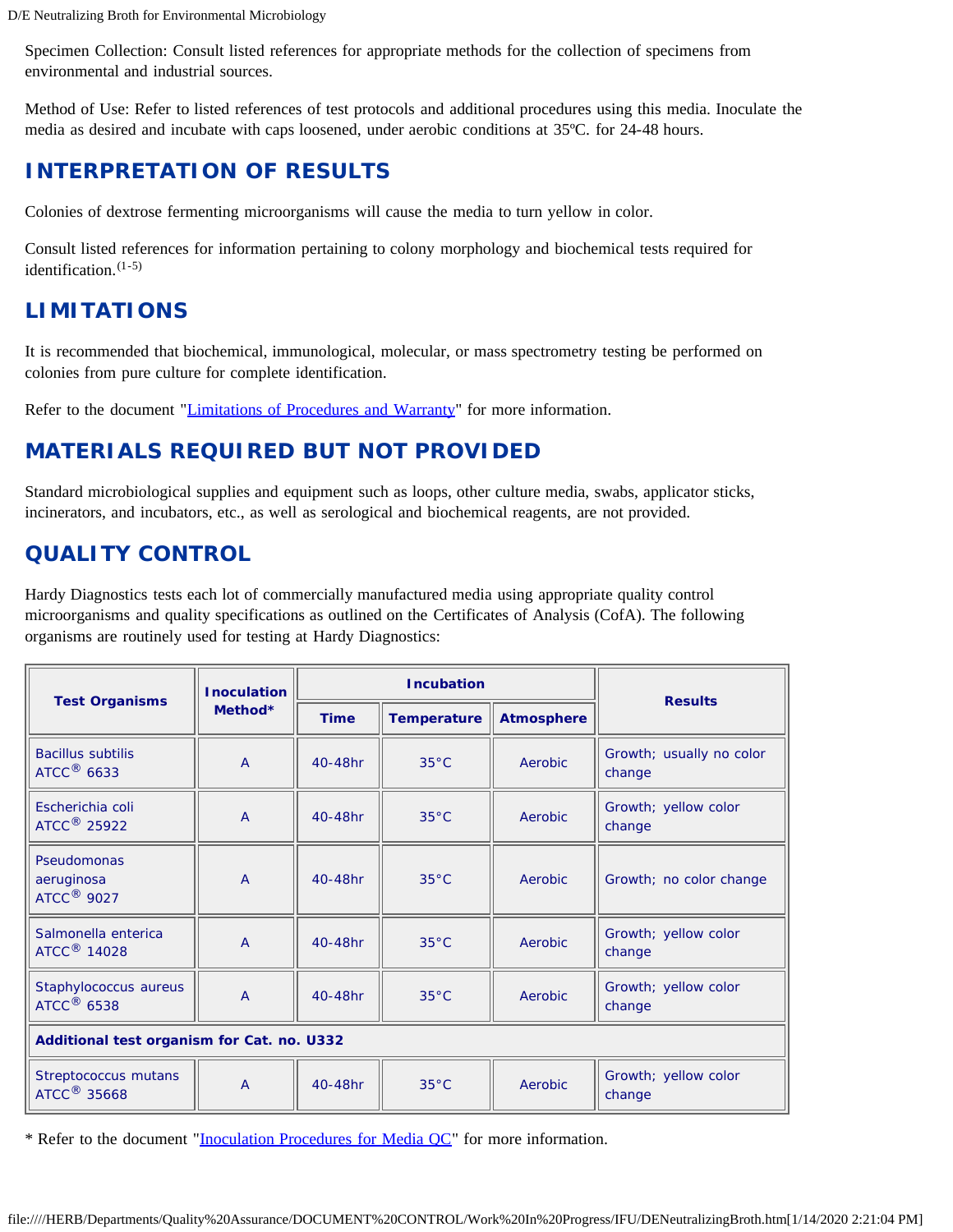Specimen Collection: Consult listed references for appropriate methods for the collection of specimens from environmental and industrial sources.

Method of Use: Refer to listed references of test protocols and additional procedures using this media. Inoculate the media as desired and incubate with caps loosened, under aerobic conditions at 35ºC. for 24-48 hours.

## INTERPRETATION OF RESULTS

Colonies of dextrose fermenting microorganisms will cause the media to turn yellow in color.

Consult listed references for information pertaining to colony morphology and biochemical tests required for identification.[1-5]

## LIMITATIONS

It is recommended that biochemical, immunological, molecular, or mass spectrometry testing be performed on colonies from pure culture for complete identification.

Refer to the document "Limitations of Procedures and Warranty" for more information.

## MATERIALS REQUIRED BUT NOT PROVIDED

Standard microbiological supplies and equipment such as loops, other culture media, swabs, applicator sticks, incinerators, and incubators, etc., as well as serological and biochemical reagents, are not provided.

## QUALITY CONTROL

Hardy Diagnostics tests each lot of commercially manufactured media using appropriate quality control microorganisms and quality specifications as outlined on the Certificates of Analysis (CofA). The following organisms are routinely used for testing at Hardy Diagnostics:

| Test Organisms | Inoculation Method* | Incubation | | | Results |
|---|---|---|---|---|---|
| | | Time | Temperature | Atmosphere | |
| Bacillus subtilis ATCC® 6633 | A | 40-48hr | 35°C | Aerobic | Growth; usually no color change |
| Escherichia coli ATCC® 25922 | A | 40-48hr | 35°C | Aerobic | Growth; yellow color change |
| Pseudomonas aeruginosa ATCC® 9027 | A | 40-48hr | 35°C | Aerobic | Growth; no color change |
| Salmonella enterica ATCC® 14028 | A | 40-48hr | 35°C | Aerobic | Growth; yellow color change |
| Staphylococcus aureus ATCC® 6538 | A | 40-48hr | 35°C | Aerobic | Growth; yellow color change |
| **Additional test organism for Cat. no. U332** | | | | | |
| Streptococcus mutans ATCC® 35668 | A | 40-48hr | 35°C | Aerobic | Growth; yellow color change |

\* Refer to the document "Inoculation Procedures for Media QC" for more information.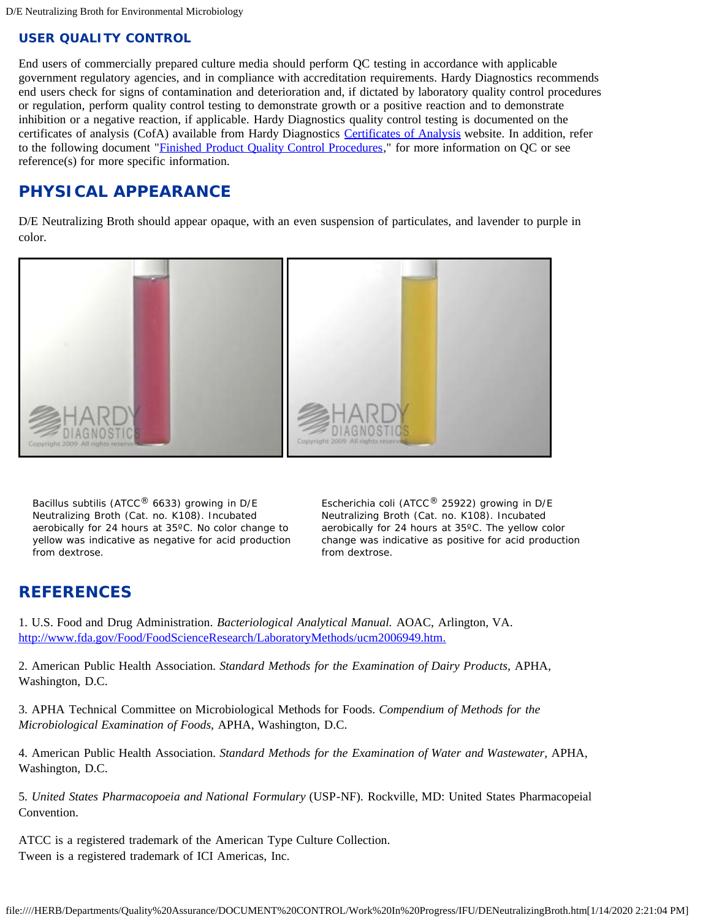## USER QUALITY CONTROL

End users of commercially prepared culture media should perform QC testing in accordance with applicable government regulatory agencies, and in compliance with accreditation requirements. Hardy Diagnostics recommends end users check for signs of contamination and deterioration and, if dictated by laboratory quality control procedures or regulation, perform quality control testing to demonstrate growth or a positive reaction and to demonstrate inhibition or a negative reaction, if applicable. Hardy Diagnostics quality control testing is documented on the certificates of analysis (CofA) available from Hardy Diagnostics [Certificates of Analysis](#) website. In addition, refer to the following document "[Finished Product Quality Control Procedures](#)," for more information on QC or see reference(s) for more specific information.

## PHYSICAL APPEARANCE

D/E Neutralizing Broth should appear opaque, with an even suspension of particulates, and lavender to purple in color.

Bacillus subtilis (ATCC® 6633) growing in D/E Neutralizing Broth (Cat. no. K108). Incubated aerobically for 24 hours at 35ºC. No color change to yellow was indicative as negative for acid production from dextrose.

Escherichia coli (ATCC® 25922) growing in D/E Neutralizing Broth (Cat. no. K108). Incubated aerobically for 24 hours at 35ºC. The yellow color change was indicative as positive for acid production from dextrose.

## REFERENCES

1. U.S. Food and Drug Administration. *Bacteriological Analytical Manual.* AOAC, Arlington, VA. http://www.fda.gov/Food/FoodScienceResearch/LaboratoryMethods/ucm2006949.htm.

2. American Public Health Association. *Standard Methods for the Examination of Dairy Products*, APHA, Washington, D.C.

3. APHA Technical Committee on Microbiological Methods for Foods. *Compendium of Methods for the Microbiological Examination of Foods*, APHA, Washington, D.C.

4. American Public Health Association. *Standard Methods for the Examination of Water and Wastewater*, APHA, Washington, D.C.

5. *United States Pharmacopoeia and National Formulary* (USP-NF). Rockville, MD: United States Pharmacopeial Convention.

ATCC is a registered trademark of the American Type Culture Collection.
Tween is a registered trademark of ICI Americas, Inc.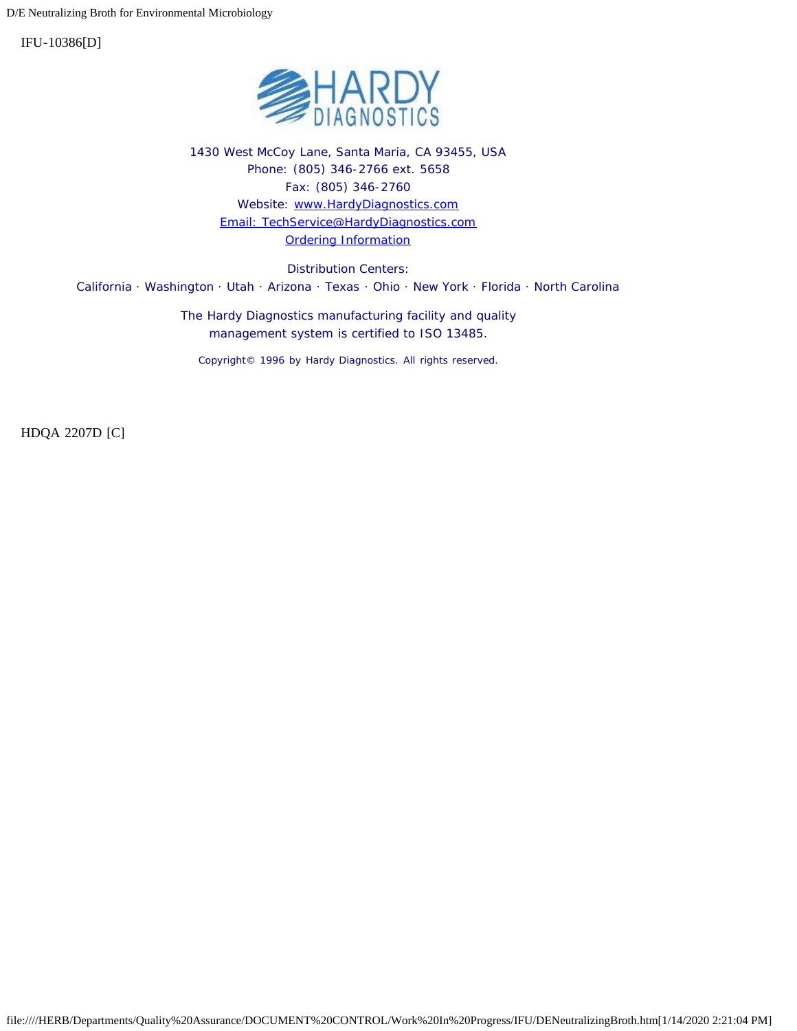IFU-10386[D]

1430 West McCoy Lane, Santa Maria, CA 93455, USA
Phone: (805) 346-2766 ext. 5658
Fax: (805) 346-2760
Website: www.HardyDiagnostics.com
Email: TechService@HardyDiagnostics.com
Ordering Information

Distribution Centers:
California · Washington · Utah · Arizona · Texas · Ohio · New York · Florida · North Carolina

The Hardy Diagnostics manufacturing facility and quality management system is certified to ISO 13485.

Copyright© 1996 by Hardy Diagnostics. All rights reserved.

HDQA 2207D [C]